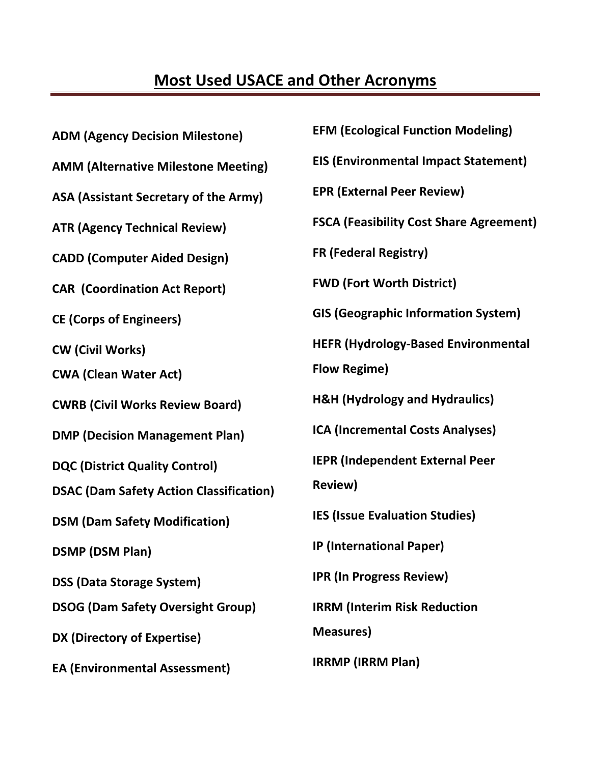## Most Used USACE and Other Acronyms

**ADM (Agency Decision Milestone)**

**AMM (Alternative Milestone Meeting)**

**ASA (Assistant Secretary of the Army)**

**ATR (Agency Technical Review)**

**CADD (Computer Aided Design)**

**CAR (Coordination Act Report)**

**CE (Corps of Engineers)**

**CW (Civil Works)**

**CWA (Clean Water Act)**

**CWRB (Civil Works Review Board)**

**DMP (Decision Management Plan)**

**DQC (District Quality Control)**

**DSAC (Dam Safety Action Classification)**

**DSM (Dam Safety Modification)**

**DSMP (DSM Plan)**

**DSS (Data Storage System)**

**DSOG (Dam Safety Oversight Group)**

**DX (Directory of Expertise)**

**EA (Environmental Assessment)**

**EFM (Ecological Function Modeling)**

**EIS (Environmental Impact Statement)**

**EPR (External Peer Review)**

**FSCA (Feasibility Cost Share Agreement)**

**FR (Federal Registry)**

**FWD (Fort Worth District)**

**GIS (Geographic Information System)**

**HEFR (Hydrology-Based Environmental Flow Regime)**

**H&H (Hydrology and Hydraulics)**

**ICA (Incremental Costs Analyses)**

**IEPR (Independent External Peer Review)**

**IES (Issue Evaluation Studies)**

**IP (International Paper)**

**IPR (In Progress Review)**

**IRRM (Interim Risk Reduction Measures)**

**IRRMP (IRRM Plan)**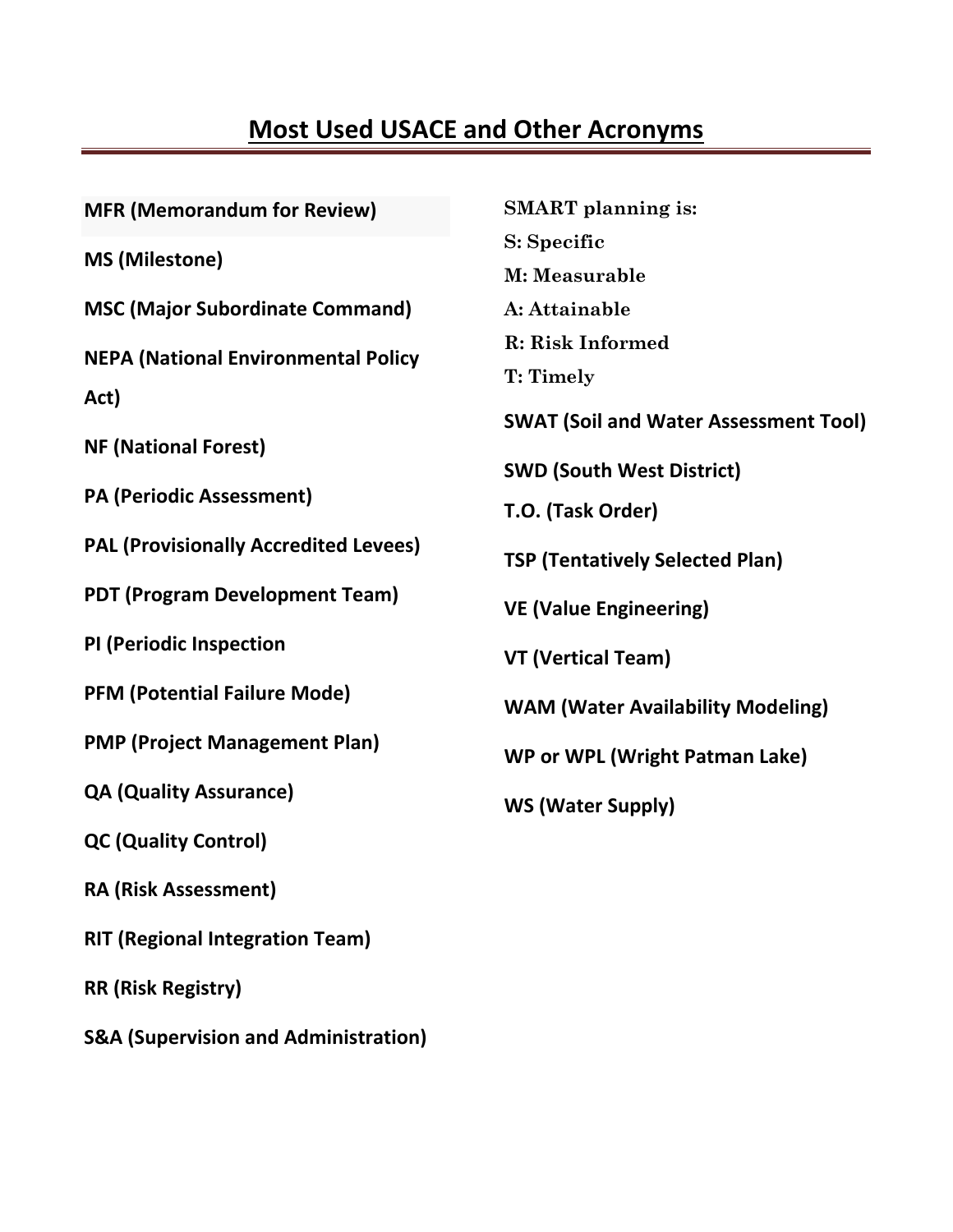# Most Used USACE and Other Acronyms

**MFR (Memorandum for Review)**

**MS (Milestone)**

**MSC (Major Subordinate Command)**

**NEPA (National Environmental Policy Act)**

**NF (National Forest)**

**PA (Periodic Assessment)**

**PAL (Provisionally Accredited Levees)**

**PDT (Program Development Team)**

**PI (Periodic Inspection**

**PFM (Potential Failure Mode)**

**PMP (Project Management Plan)**

**QA (Quality Assurance)**

**QC (Quality Control)**

**RA (Risk Assessment)**

**RIT (Regional Integration Team)**

**RR (Risk Registry)**

**S&A (Supervision and Administration)**

**SMART planning is:**
**S: Specific**
**M: Measurable**
**A: Attainable**
**R: Risk Informed**
**T: Timely**

**SWAT (Soil and Water Assessment Tool)**

**SWD (South West District)**

**T.O. (Task Order)**

**TSP (Tentatively Selected Plan)**

**VE (Value Engineering)**

**VT (Vertical Team)**

**WAM (Water Availability Modeling)**

**WP or WPL (Wright Patman Lake)**

**WS (Water Supply)**